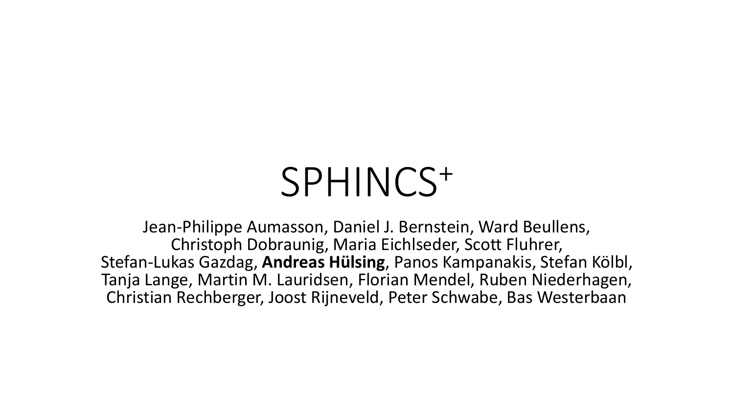# SPHINCS$^{+}$

Jean-Philippe Aumasson, Daniel J. Bernstein, Ward Beullens,
Christoph Dobraunig, Maria Eichlseder, Scott Fluhrer,
Stefan-Lukas Gazdag, **Andreas Hülsing**, Panos Kampanakis, Stefan Kölbl,
Tanja Lange, Martin M. Lauridsen, Florian Mendel, Ruben Niederhagen,
Christian Rechberger, Joost Rijneveld, Peter Schwabe, Bas Westerbaan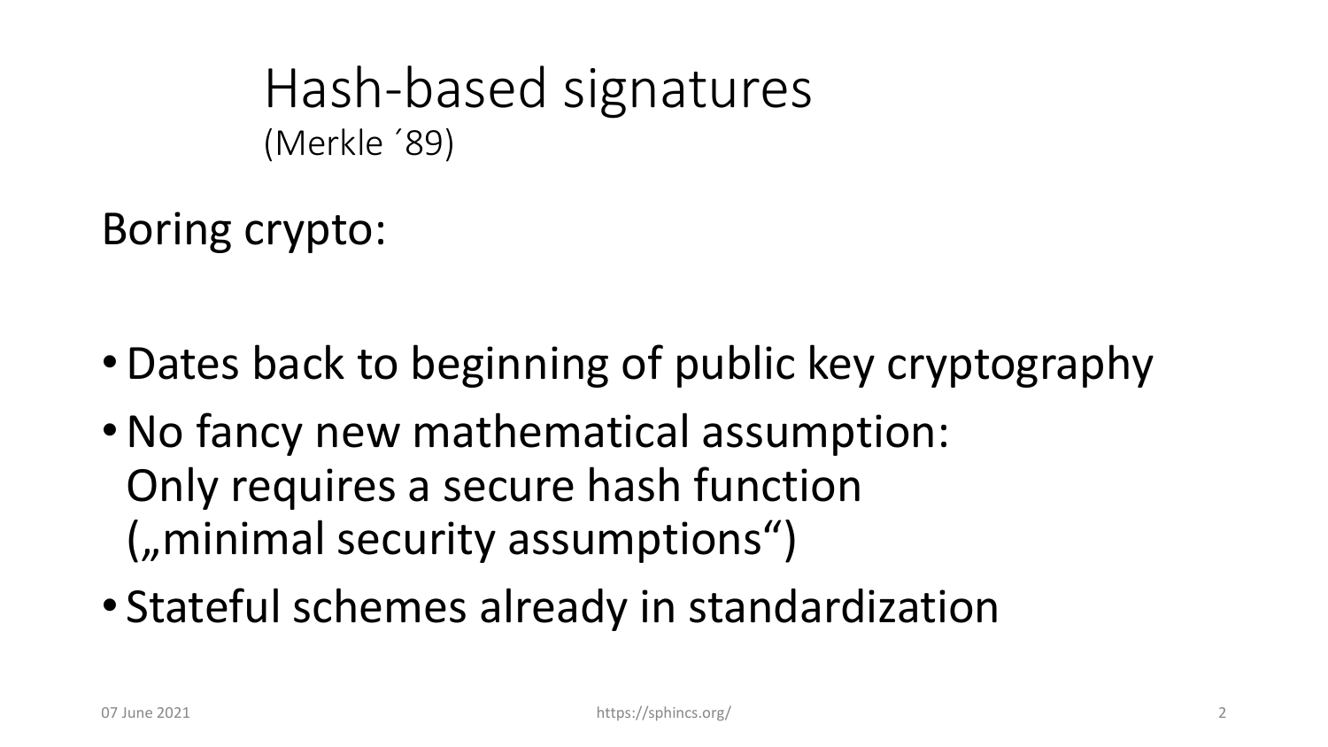# Hash-based signatures

(Merkle ´89)

Boring crypto:

- Dates back to beginning of public key cryptography
- No fancy new mathematical assumption:
  Only requires a secure hash function
  („minimal security assumptions“)
- Stateful schemes already in standardization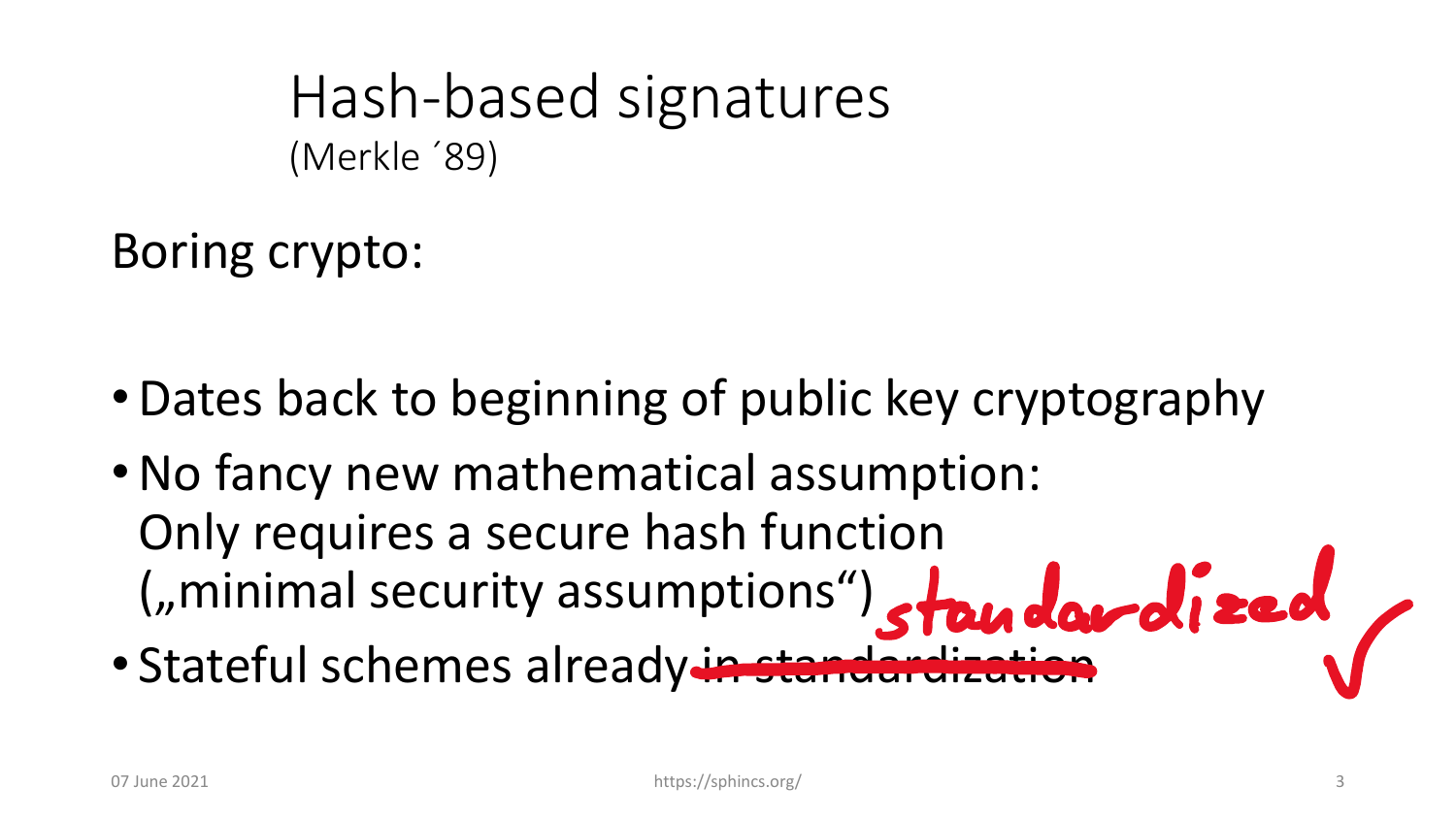# Hash-based signatures
(Merkle ´89)

Boring crypto:

- Dates back to beginning of public key cryptography
- No fancy new mathematical assumption: Only requires a secure hash function („minimal security assumptions“)
- Stateful schemes already ~~in standardization~~ standardized ✓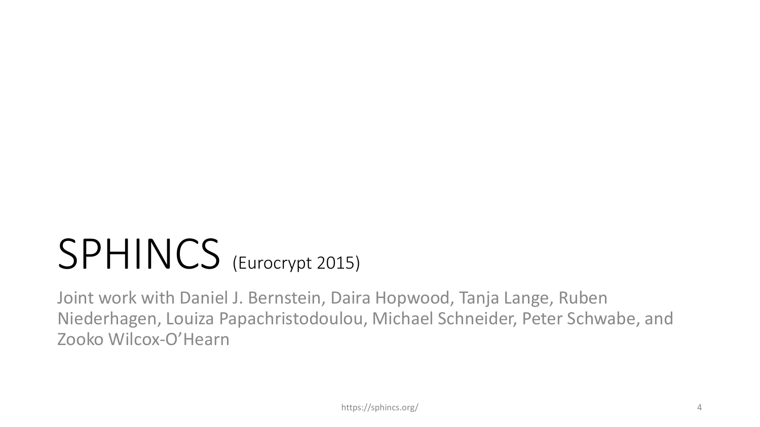# SPHINCS (Eurocrypt 2015)

Joint work with Daniel J. Bernstein, Daira Hopwood, Tanja Lange, Ruben Niederhagen, Louiza Papachristodoulou, Michael Schneider, Peter Schwabe, and Zooko Wilcox-O'Hearn

https://sphincs.org/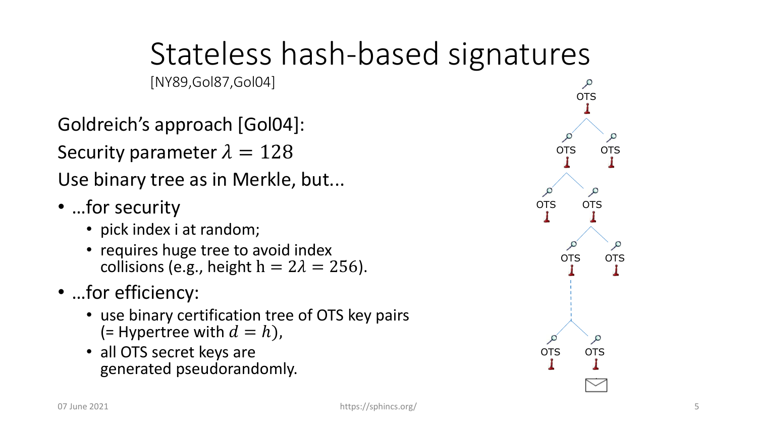# Stateless hash-based signatures

[NY89,Gol87,Gol04]

Goldreich's approach [Gol04]:

Security parameter $\lambda = 128$

Use binary tree as in Merkle, but...

- ...for security
  - pick index i at random;
  - requires huge tree to avoid index collisions (e.g., height $\mathrm{h} = 2\lambda = 256$).
- ...for efficiency:
  - use binary certification tree of OTS key pairs (= Hypertree with $d = h$),
  - all OTS secret keys are generated pseudorandomly.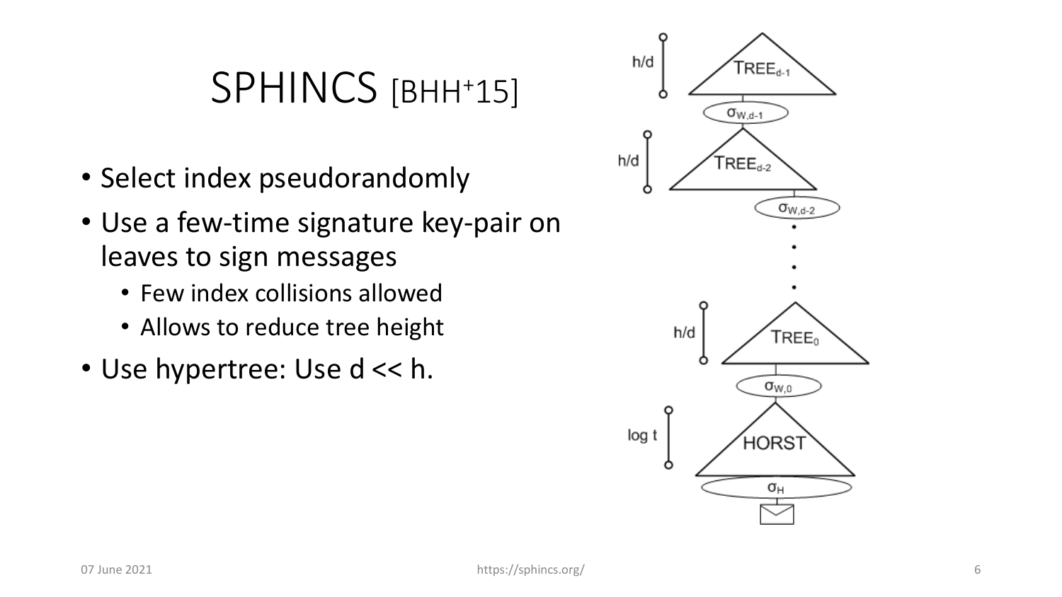# SPHINCS [BHH+15]

- Select index pseudorandomly
- Use a few-time signature key-pair on leaves to sign messages
  - Few index collisions allowed
  - Allows to reduce tree height
- Use hypertree: Use d << h.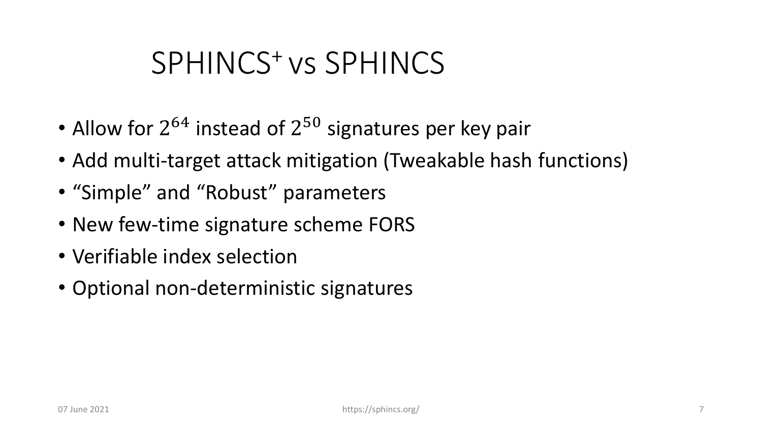# SPHINCS$^{+}$ vs SPHINCS

- Allow for $2^{64}$ instead of $2^{50}$ signatures per key pair
- Add multi-target attack mitigation (Tweakable hash functions)
- “Simple” and “Robust” parameters
- New few-time signature scheme FORS
- Verifiable index selection
- Optional non-deterministic signatures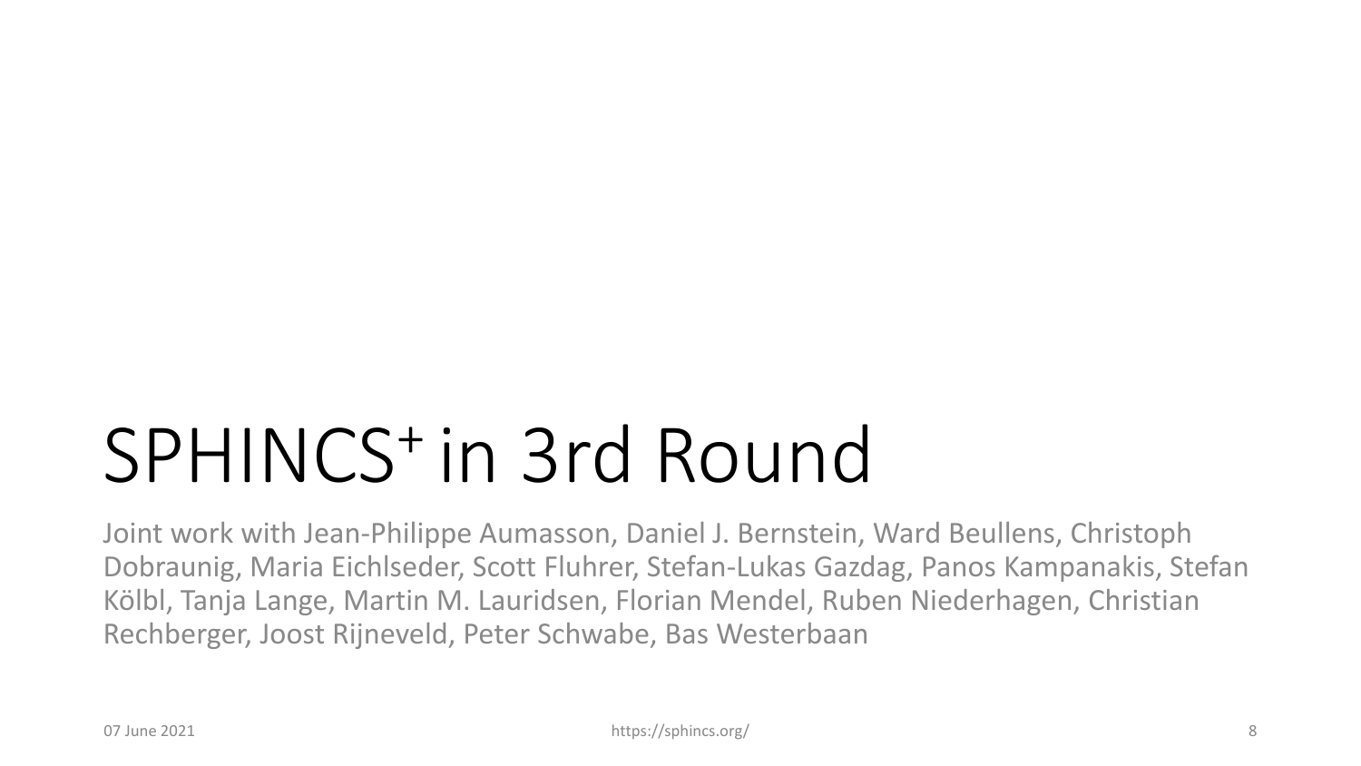# SPHINCS$^+$ in 3rd Round

Joint work with Jean-Philippe Aumasson, Daniel J. Bernstein, Ward Beullens, Christoph Dobraunig, Maria Eichlseder, Scott Fluhrer, Stefan-Lukas Gazdag, Panos Kampanakis, Stefan Kölbl, Tanja Lange, Martin M. Lauridsen, Florian Mendel, Ruben Niederhagen, Christian Rechberger, Joost Rijneveld, Peter Schwabe, Bas Westerbaan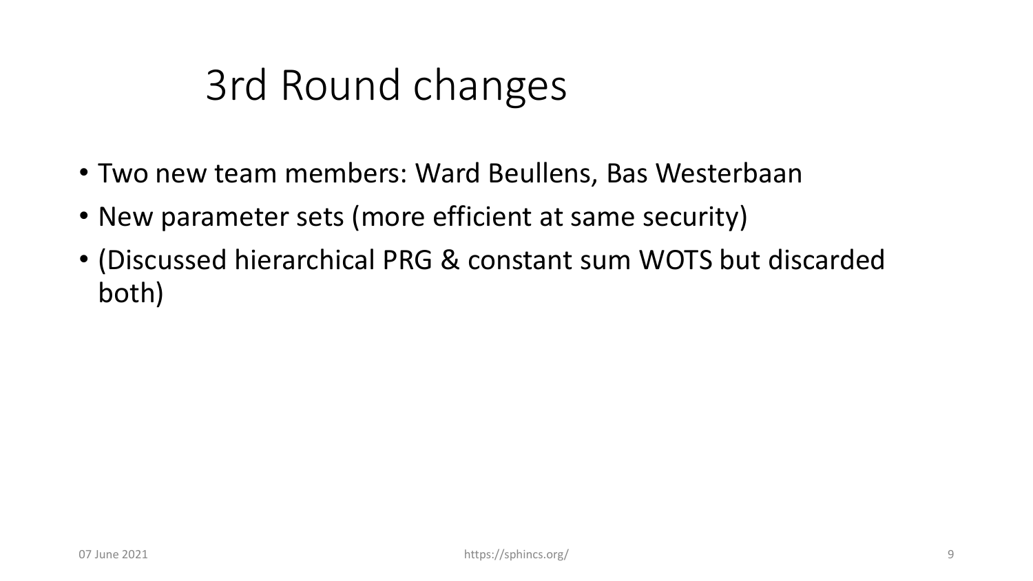# 3rd Round changes

- Two new team members: Ward Beullens, Bas Westerbaan
- New parameter sets (more efficient at same security)
- (Discussed hierarchical PRG & constant sum WOTS but discarded both)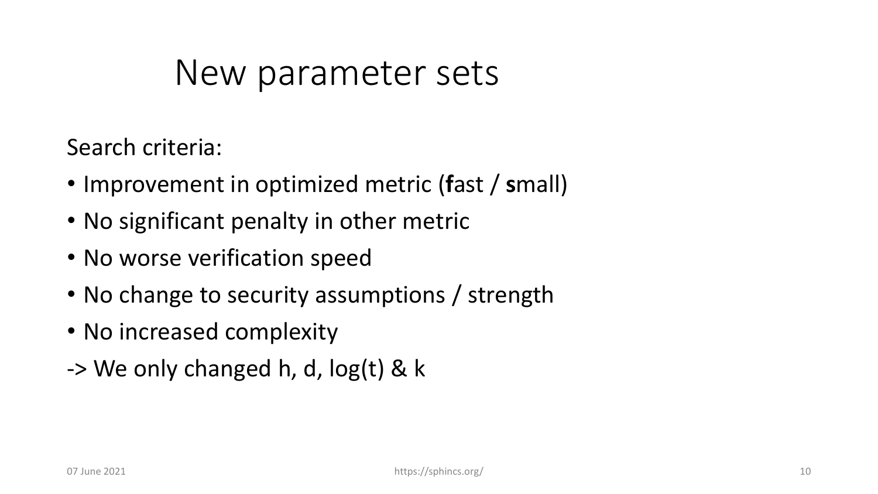# New parameter sets

Search criteria:

- Improvement in optimized metric (**f**ast / **s**mall)
- No significant penalty in other metric
- No worse verification speed
- No change to security assumptions / strength
- No increased complexity

-> We only changed h, d, log(t) & k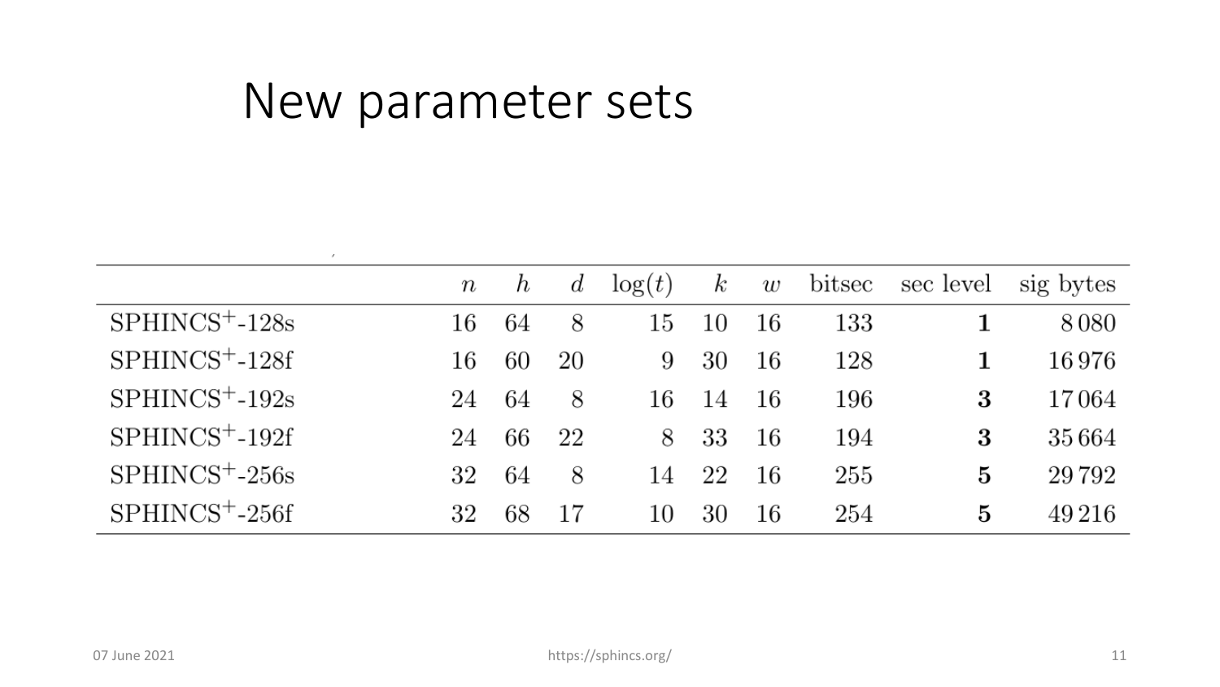# New parameter sets

| | $n$ | $h$ | $d$ | $\log(t)$ | $k$ | $w$ | bitsec | sec level | sig bytes |
|---|---|---|---|---|---|---|---|---|---|
| SPHINCS$^+$-128s | 16 | 64 | 8 | 15 | 10 | 16 | 133 | **1** | 8 080 |
| SPHINCS$^+$-128f | 16 | 60 | 20 | 9 | 30 | 16 | 128 | **1** | 16 976 |
| SPHINCS$^+$-192s | 24 | 64 | 8 | 16 | 14 | 16 | 196 | **3** | 17 064 |
| SPHINCS$^+$-192f | 24 | 66 | 22 | 8 | 33 | 16 | 194 | **3** | 35 664 |
| SPHINCS$^+$-256s | 32 | 64 | 8 | 14 | 22 | 16 | 255 | **5** | 29 792 |
| SPHINCS$^+$-256f | 32 | 68 | 17 | 10 | 30 | 16 | 254 | **5** | 49 216 |

07 June 2021

https://sphincs.org/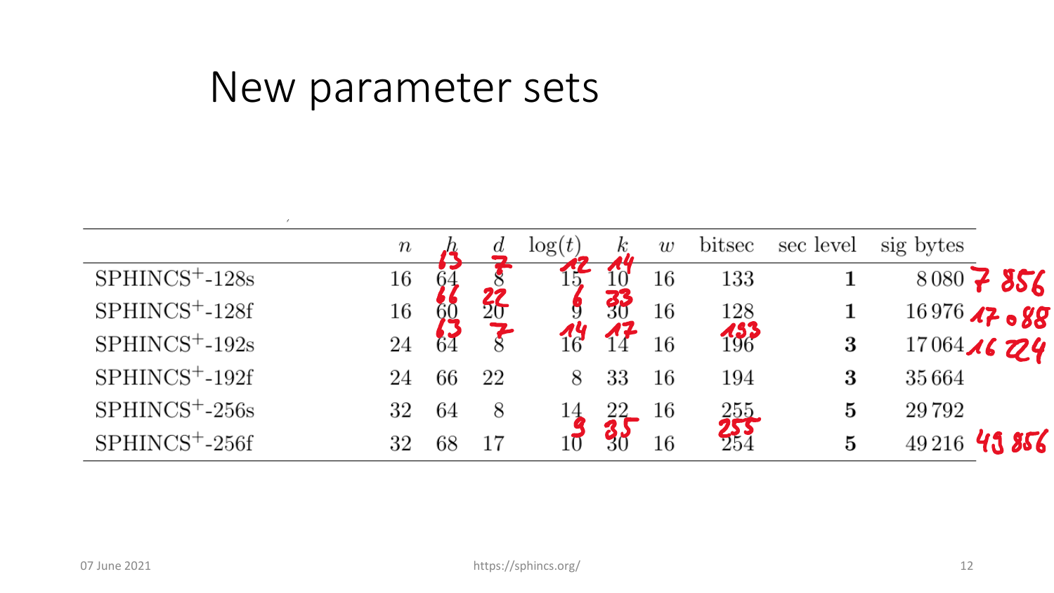# New parameter sets

|  | $n$ | $h$ | $d$ | $\log(t)$ | $k$ | $w$ | bitsec | sec level | sig bytes |
|---|---|---|---|---|---|---|---|---|---|
| SPHINCS$^+$-128s | 16 | 64 (63) | 8 (7) | 15 (12) | 10 (14) | 16 | 133 | **1** | 8 080 (7 856) |
| SPHINCS$^+$-128f | 16 | 60 (66) | 20 (22) | 9 (6) | 30 (33) | 16 | 128 | **1** | 16 976 (17 088) |
| SPHINCS$^+$-192s | 24 | 64 (63) | 8 (7) | 16 (14) | 14 (17) | 16 | 196 (193) | **3** | 17 064 (16 224) |
| SPHINCS$^+$-192f | 24 | 66 | 22 | 8 | 33 | 16 | 194 | **3** | 35 664 |
| SPHINCS$^+$-256s | 32 | 64 | 8 | 14 | 22 | 16 | 255 | **5** | 29 792 |
| SPHINCS$^+$-256f | 32 | 68 | 17 | 10 (9) | 30 (35) | 16 | 254 (255) | **5** | 49 216 (49 856) |

Values in parentheses are handwritten corrections on the slide.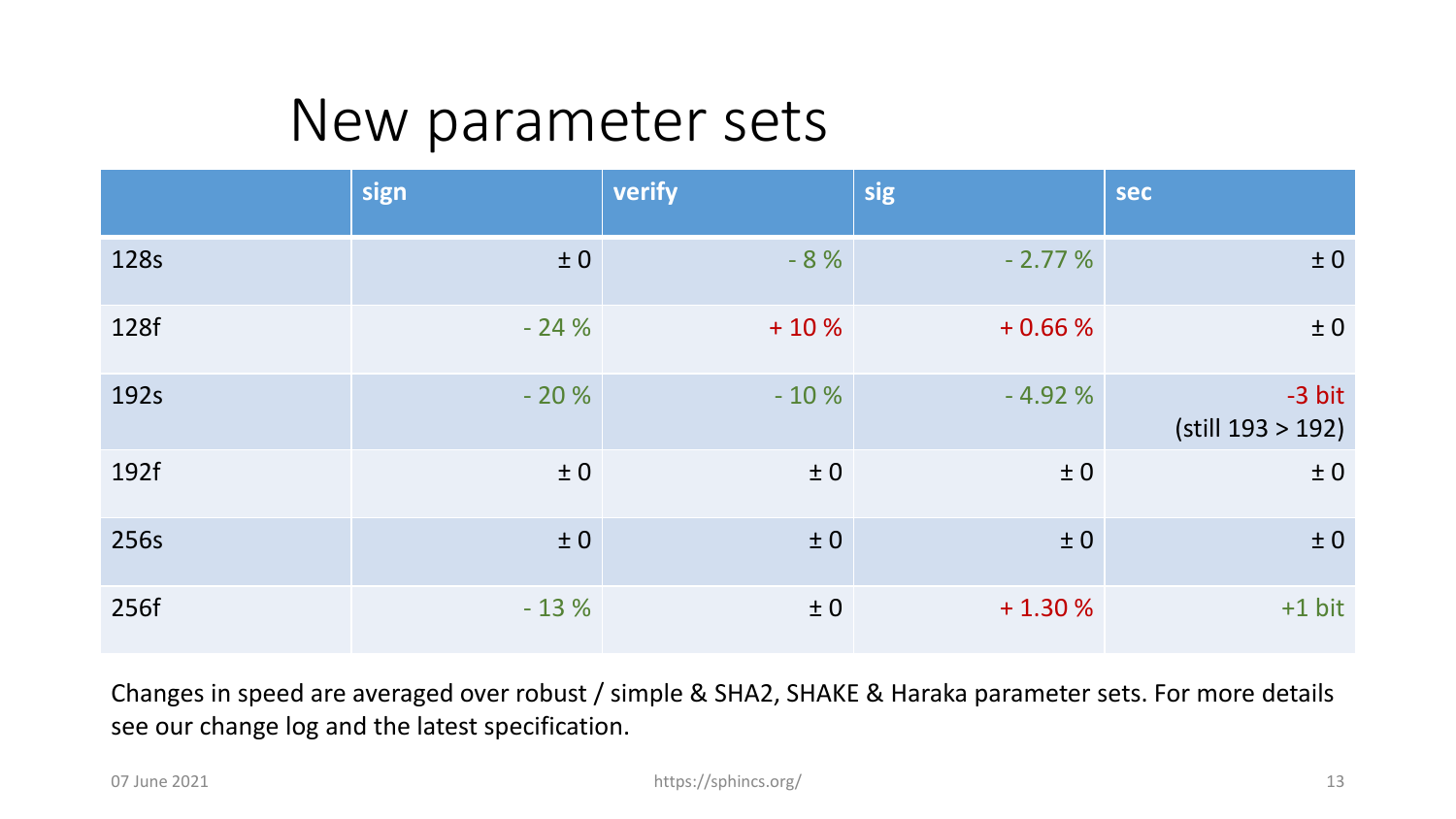# New parameter sets

| | sign | verify | sig | sec |
|---|---|---|---|---|
| 128s | ± 0 | - 8 % | - 2.77 % | ± 0 |
| 128f | - 24 % | + 10 % | + 0.66 % | ± 0 |
| 192s | - 20 % | - 10 % | - 4.92 % | -3 bit (still 193 > 192) |
| 192f | ± 0 | ± 0 | ± 0 | ± 0 |
| 256s | ± 0 | ± 0 | ± 0 | ± 0 |
| 256f | - 13 % | ± 0 | + 1.30 % | +1 bit |

Changes in speed are averaged over robust / simple & SHA2, SHAKE & Haraka parameter sets. For more details see our change log and the latest specification.

07 June 2021 https://sphincs.org/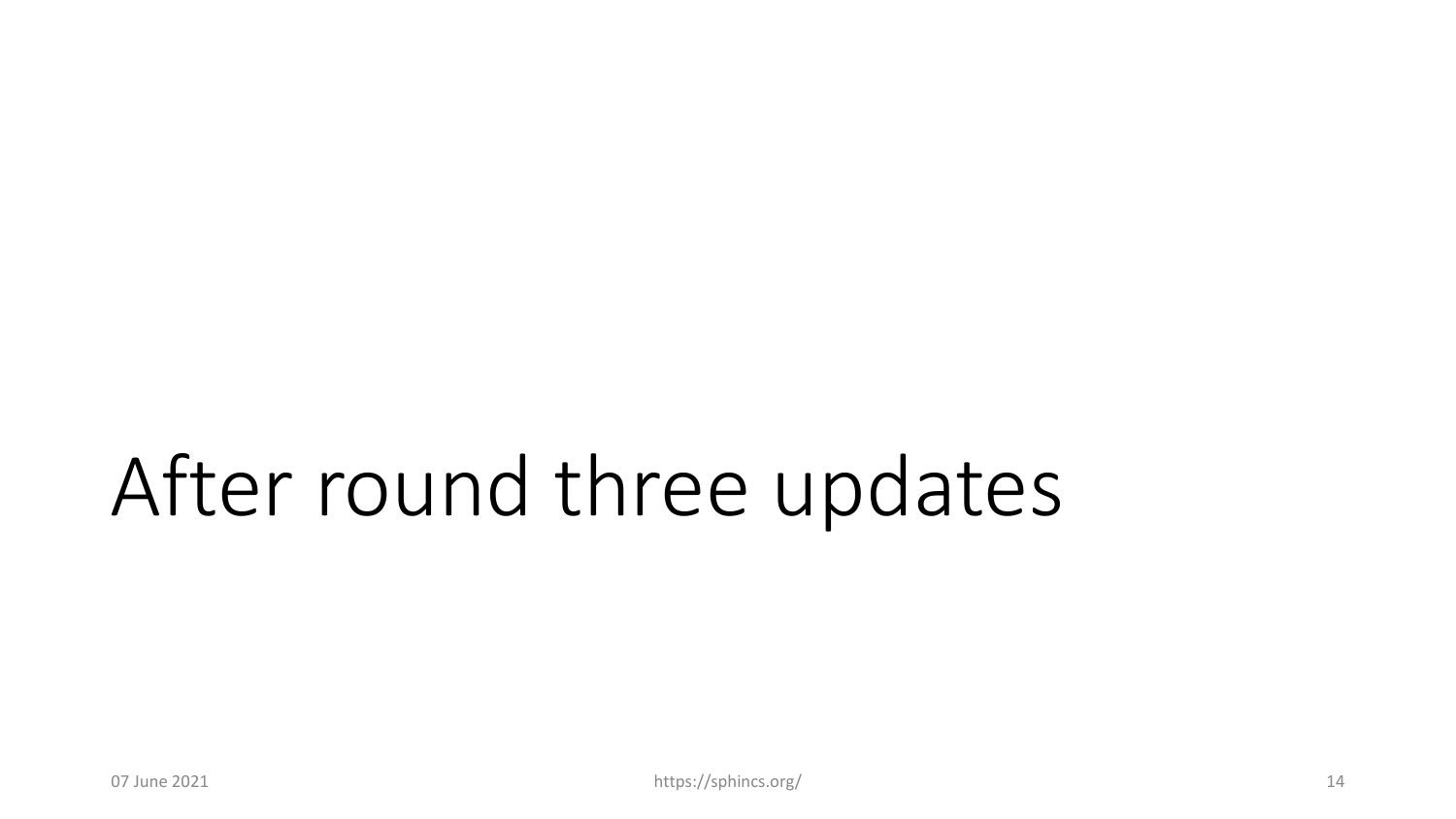# After round three updates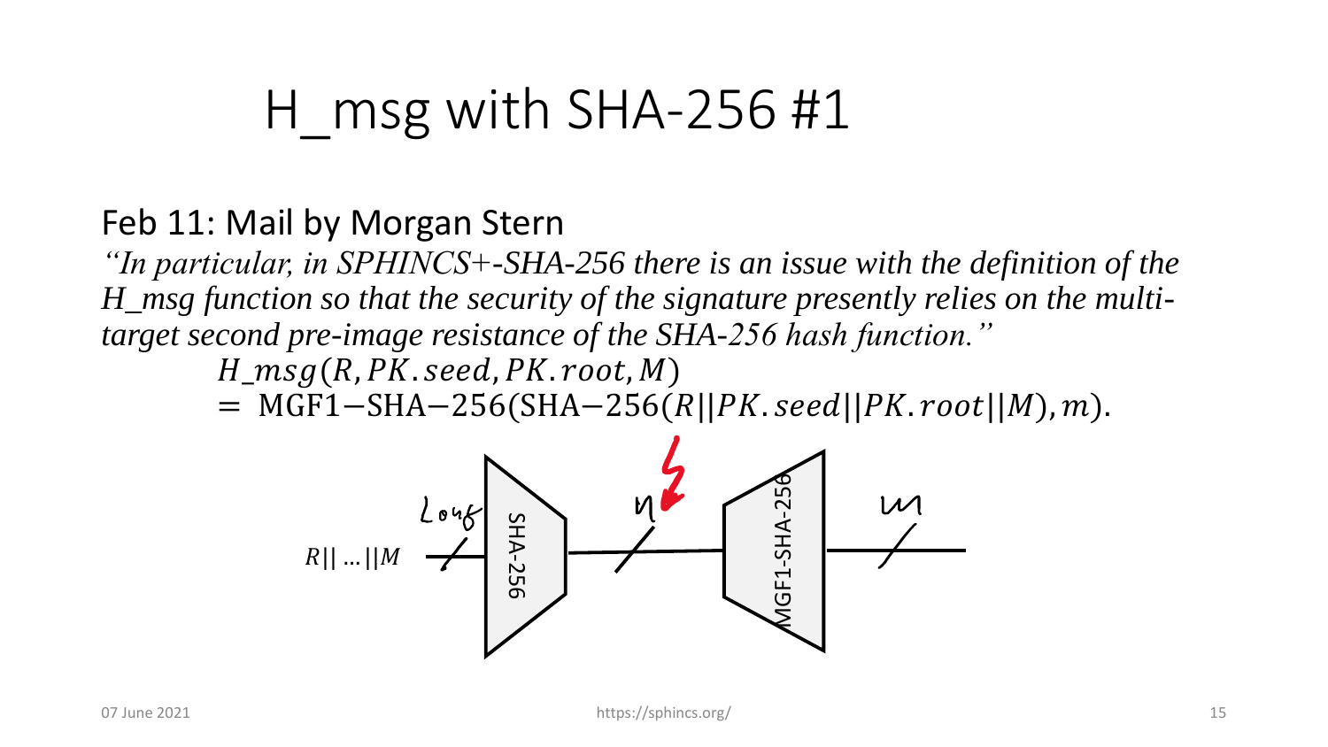# H_msg with SHA-256 #1

Feb 11: Mail by Morgan Stern

*"In particular, in SPHINCS+-SHA-256 there is an issue with the definition of the H_msg function so that the security of the signature presently relies on the multi-target second pre-image resistance of the SHA-256 hash function."*

$$H\_msg(R, PK.seed, PK.root, M)$$
$$= \text{MGF1-SHA-256}(\text{SHA-256}(R||PK.seed||PK.root||M), m).$$

$R||\ldots||M$ → Long → SHA-256 → $n$ → MGF1-SHA-256 → $m$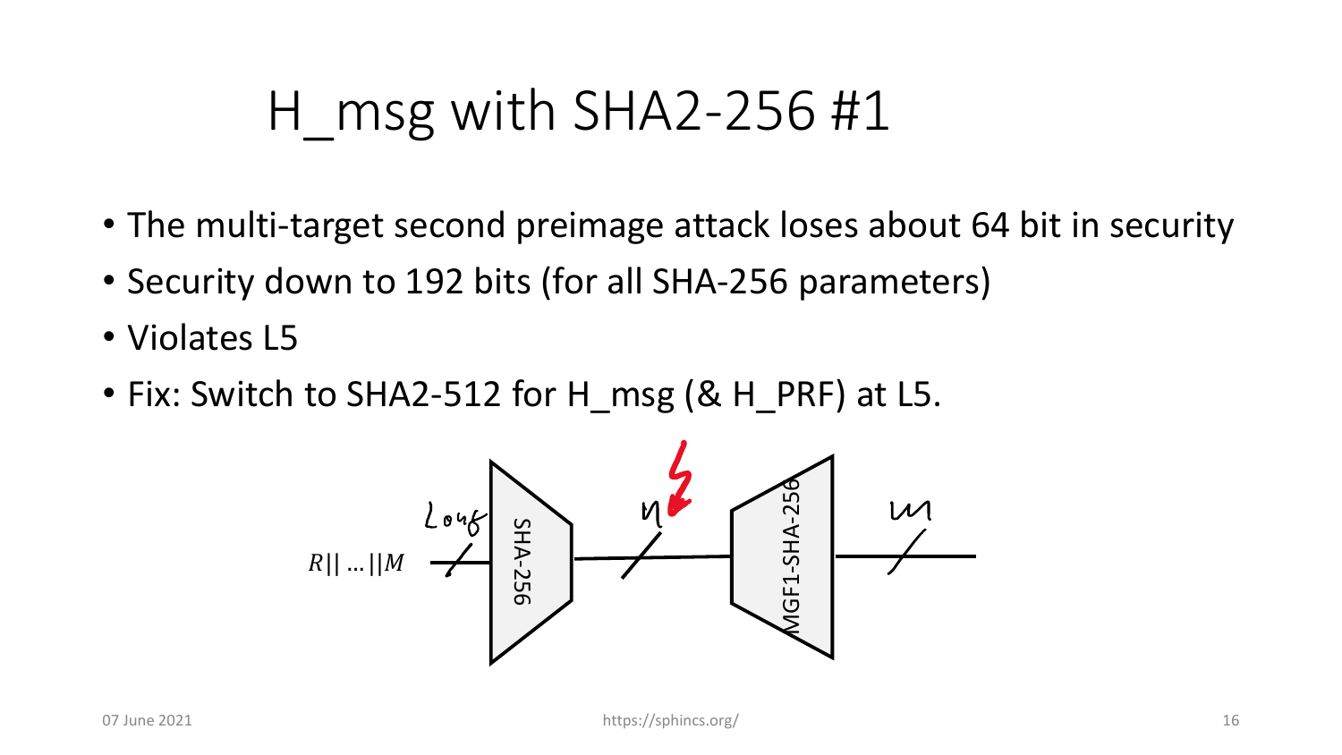# H_msg with SHA2-256 #1

- The multi-target second preimage attack loses about 64 bit in security
- Security down to 192 bits (for all SHA-256 parameters)
- Violates L5
- Fix: Switch to SHA2-512 for H_msg (& H_PRF) at L5.

$R || \ldots || M$ — Long → SHA-256 → n → MGF1-SHA-256 → m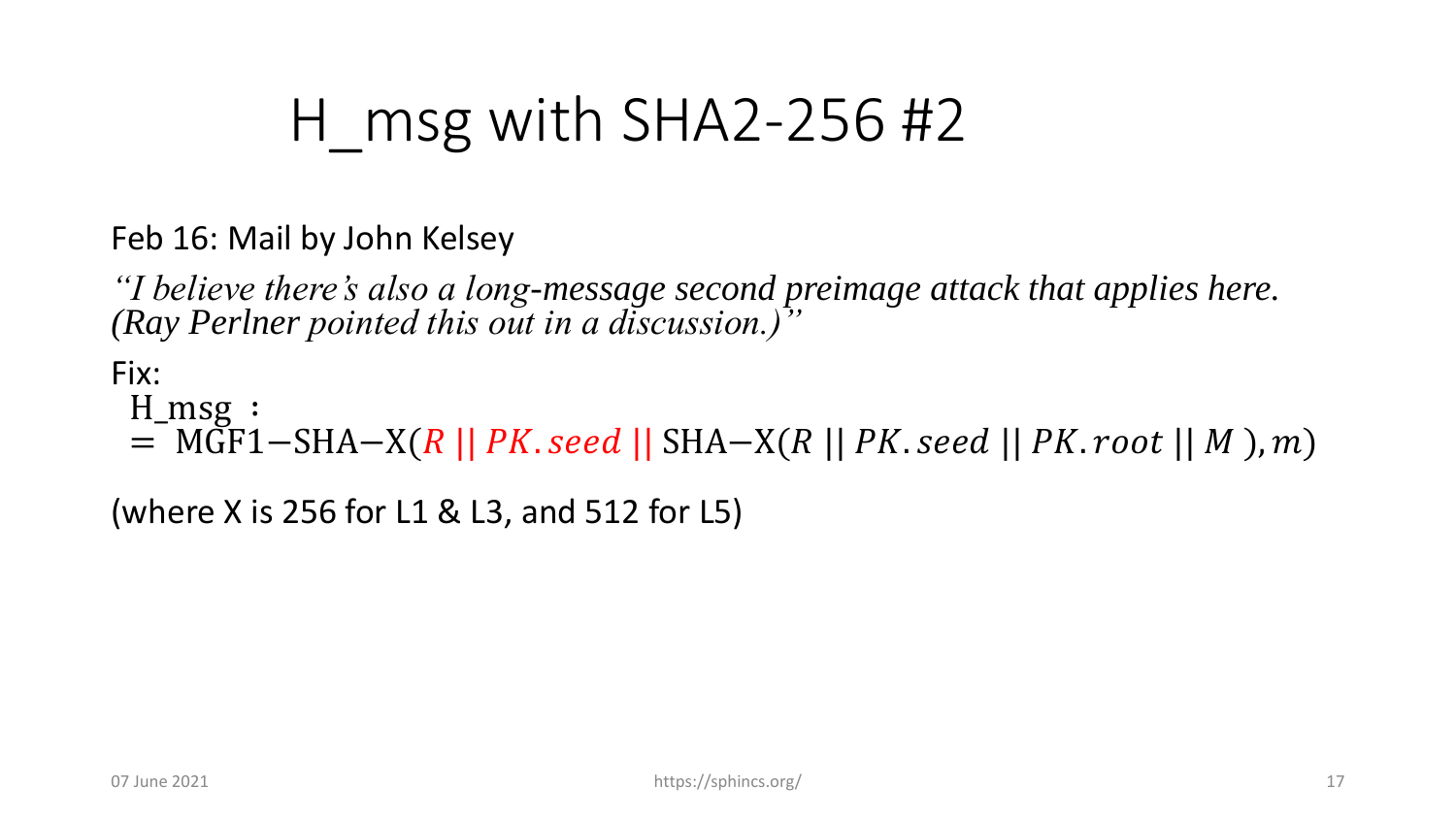# H_msg with SHA2-256 #2

Feb 16: Mail by John Kelsey

*"I believe there's also a long-message second preimage attack that applies here. (Ray Perlner pointed this out in a discussion.)"*

Fix:

$$\text{H\_msg}: = \text{MGF1}-\text{SHA}-\text{X}(R \,||\, PK.seed \,||\, \text{SHA}-\text{X}(R \,||\, PK.seed \,||\, PK.root \,||\, M\,), m)$$

(where X is 256 for L1 & L3, and 512 for L5)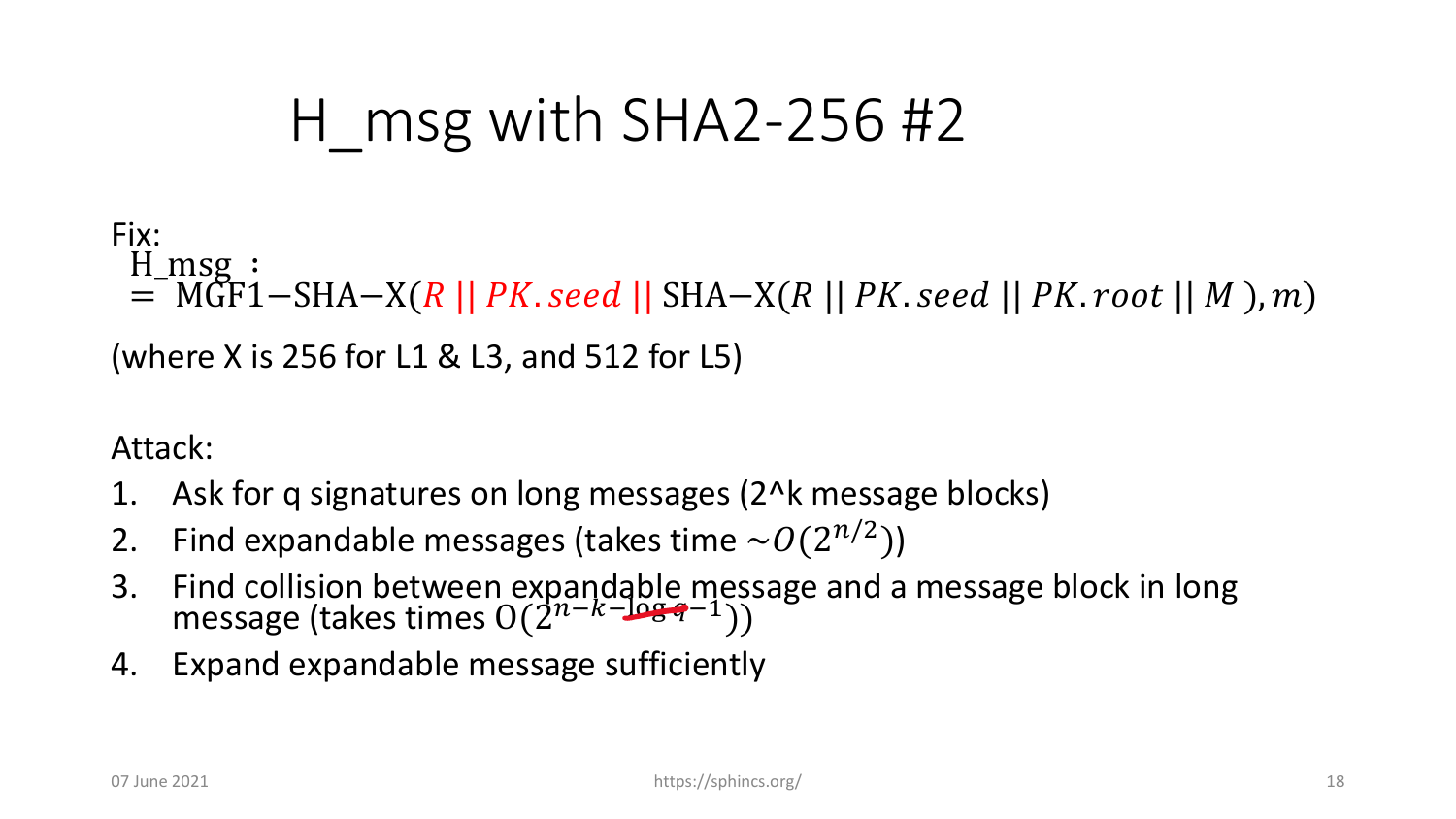# H_msg with SHA2-256 #2

Fix:

$$H\_msg := \text{MGF1}-\text{SHA}-\text{X}(R \mid\mid PK.seed \mid\mid \text{SHA}-\text{X}(R \mid\mid PK.seed \mid\mid PK.root \mid\mid M), m)$$

(where X is 256 for L1 & L3, and 512 for L5)

Attack:

1. Ask for q signatures on long messages (2^k message blocks)
2. Find expandable messages (takes time $\sim O(2^{n/2})$)
3. Find collision between expandable message and a message block in long message (takes times $O(2^{n-k-\log q-1})$)
4. Expand expandable message sufficiently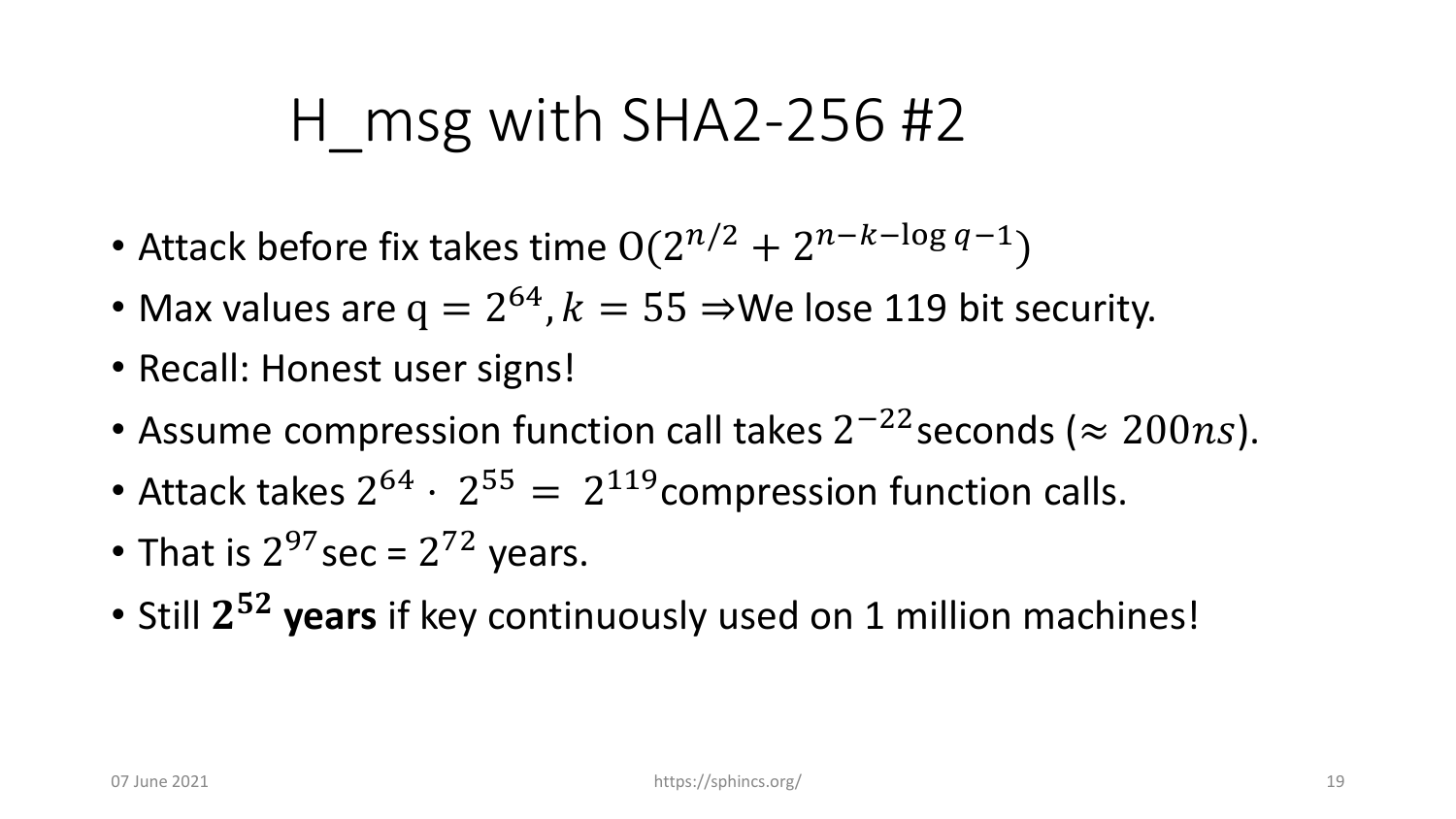# H_msg with SHA2-256 #2

- Attack before fix takes time $\mathrm{O}(2^{n/2} + 2^{n-k-\log q-1})$
- Max values are $\mathrm{q} = 2^{64}, k = 55 \Rightarrow$We lose 119 bit security.
- Recall: Honest user signs!
- Assume compression function call takes $2^{-22}$seconds ($\approx 200ns$).
- Attack takes $2^{64} \cdot 2^{55} = 2^{119}$compression function calls.
- That is $2^{97}$sec = $2^{72}$ years.
- Still $\mathbf{2^{52}}$ **years** if key continuously used on 1 million machines!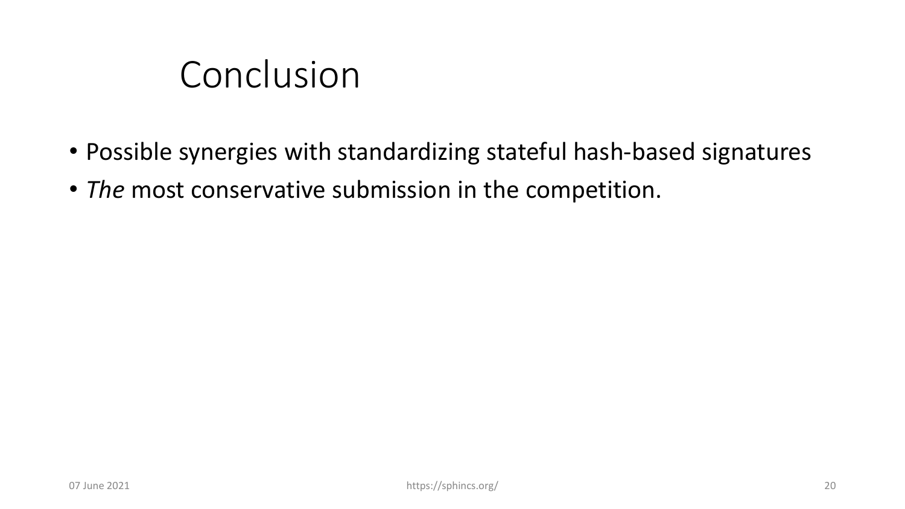# Conclusion

- Possible synergies with standardizing stateful hash-based signatures
- *The* most conservative submission in the competition.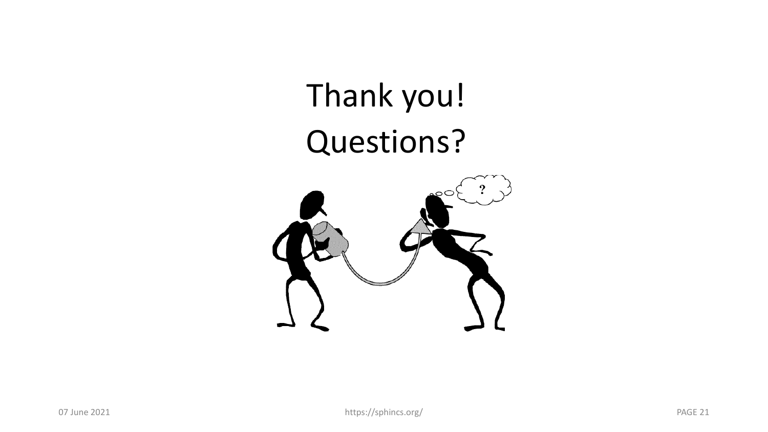# Thank you!

# Questions?